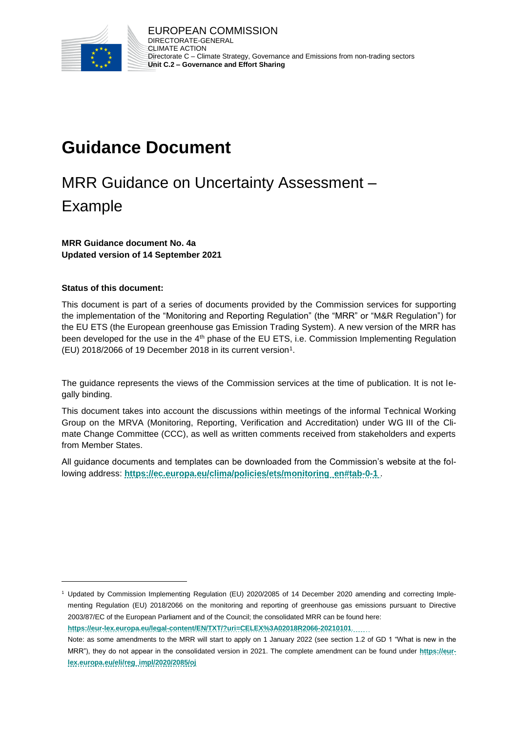EUROPEAN COMMISSION
DIRECTORATE-GENERAL
CLIMATE ACTION
Directorate C – Climate Strategy, Governance and Emissions from non-trading sectors
**Unit C.2 – Governance and Effort Sharing**

# Guidance Document

## MRR Guidance on Uncertainty Assessment – Example

**MRR Guidance document No. 4a**
**Updated version of 14 September 2021**

**Status of this document:**

This document is part of a series of documents provided by the Commission services for supporting the implementation of the "Monitoring and Reporting Regulation" (the "MRR" or "M&R Regulation") for the EU ETS (the European greenhouse gas Emission Trading System). A new version of the MRR has been developed for the use in the 4th phase of the EU ETS, i.e. Commission Implementing Regulation (EU) 2018/2066 of 19 December 2018 in its current version[1].

The guidance represents the views of the Commission services at the time of publication. It is not legally binding.

This document takes into account the discussions within meetings of the informal Technical Working Group on the MRVA (Monitoring, Reporting, Verification and Accreditation) under WG III of the Climate Change Committee (CCC), as well as written comments received from stakeholders and experts from Member States.

All guidance documents and templates can be downloaded from the Commission's website at the following address: **https://ec.europa.eu/clima/policies/ets/monitoring_en#tab-0-1** .

[1] Updated by Commission Implementing Regulation (EU) 2020/2085 of 14 December 2020 amending and correcting Implementing Regulation (EU) 2018/2066 on the monitoring and reporting of greenhouse gas emissions pursuant to Directive 2003/87/EC of the European Parliament and of the Council; the consolidated MRR can be found here: **https://eur-lex.europa.eu/legal-content/EN/TXT/?uri=CELEX%3A02018R2066-20210101**

Note: as some amendments to the MRR will start to apply on 1 January 2022 (see section 1.2 of GD 1 "What is new in the MRR"), they do not appear in the consolidated version in 2021. The complete amendment can be found under **https://eur-lex.europa.eu/eli/reg_impl/2020/2085/oj**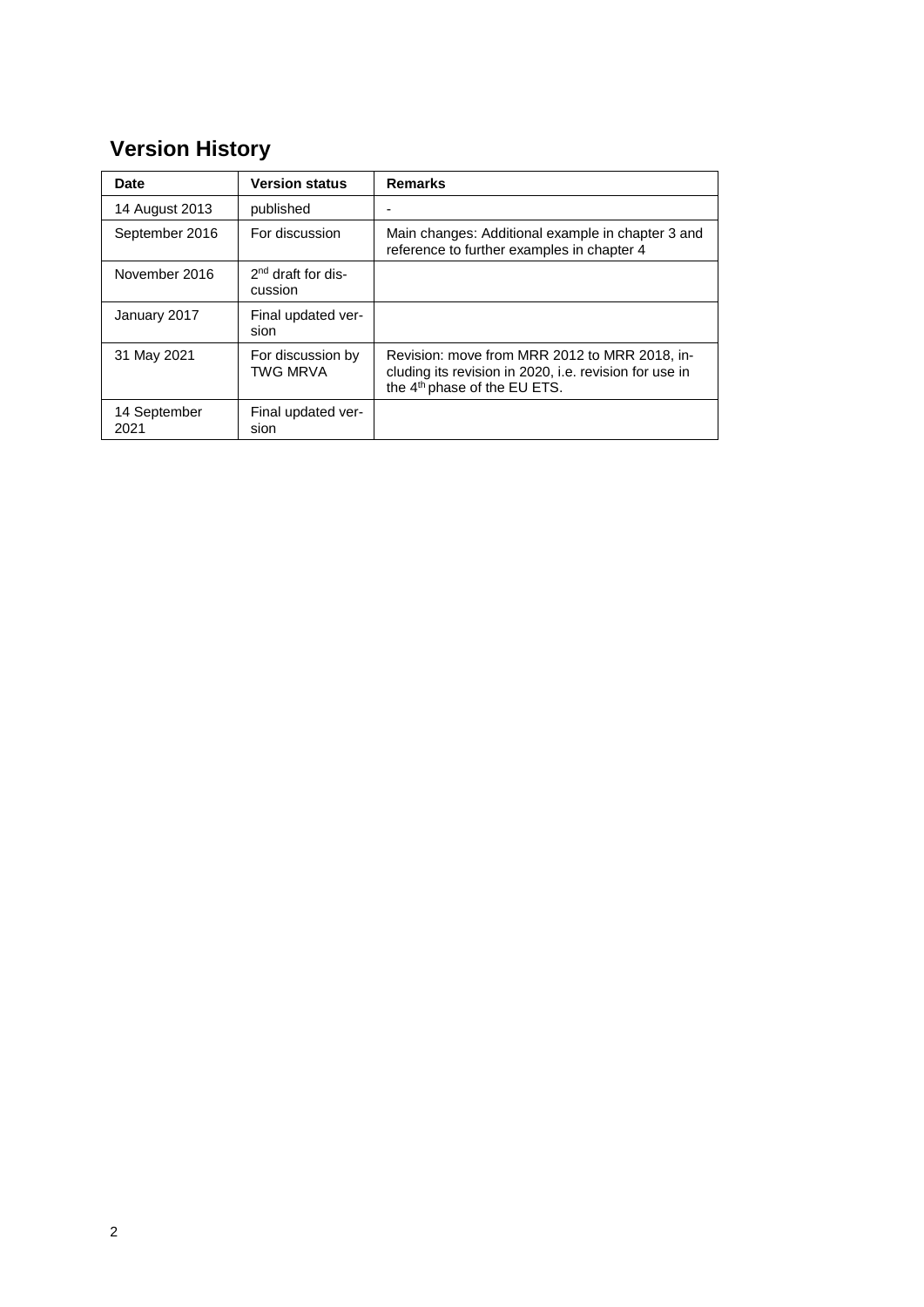# Version History

| Date | Version status | Remarks |
|---|---|---|
| 14 August 2013 | published | - |
| September 2016 | For discussion | Main changes: Additional example in chapter 3 and reference to further examples in chapter 4 |
| November 2016 | 2nd draft for discussion | |
| January 2017 | Final updated version | |
| 31 May 2021 | For discussion by TWG MRVA | Revision: move from MRR 2012 to MRR 2018, including its revision in 2020, i.e. revision for use in the 4th phase of the EU ETS. |
| 14 September 2021 | Final updated version | |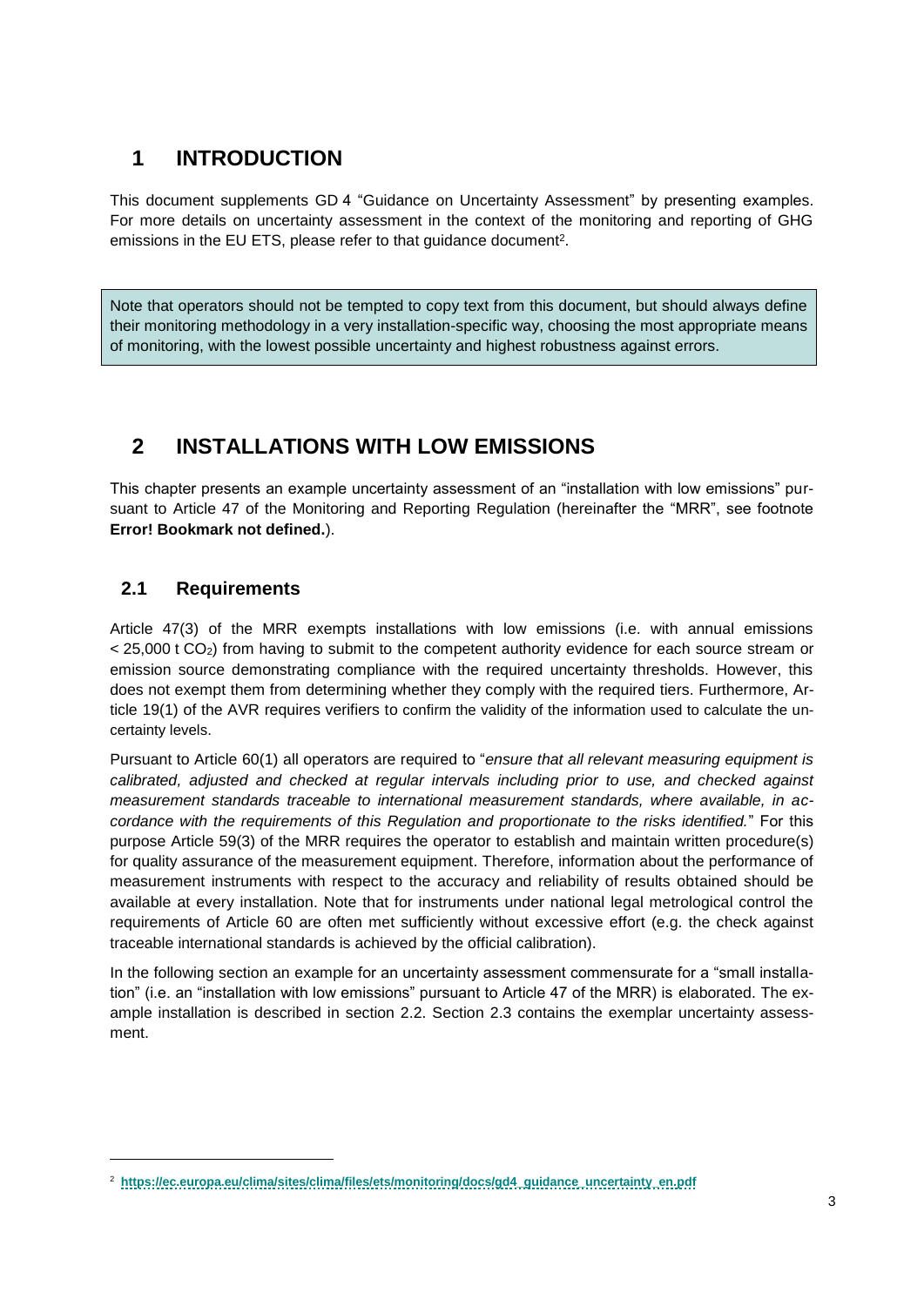# 1 INTRODUCTION

This document supplements GD 4 "Guidance on Uncertainty Assessment" by presenting examples. For more details on uncertainty assessment in the context of the monitoring and reporting of GHG emissions in the EU ETS, please refer to that guidance document[2].

> Note that operators should not be tempted to copy text from this document, but should always define their monitoring methodology in a very installation-specific way, choosing the most appropriate means of monitoring, with the lowest possible uncertainty and highest robustness against errors.

# 2 INSTALLATIONS WITH LOW EMISSIONS

This chapter presents an example uncertainty assessment of an "installation with low emissions" pursuant to Article 47 of the Monitoring and Reporting Regulation (hereinafter the "MRR", see footnote **Error! Bookmark not defined.**).

## 2.1 Requirements

Article 47(3) of the MRR exempts installations with low emissions (i.e. with annual emissions < 25,000 t $CO_2$) from having to submit to the competent authority evidence for each source stream or emission source demonstrating compliance with the required uncertainty thresholds. However, this does not exempt them from determining whether they comply with the required tiers. Furthermore, Article 19(1) of the AVR requires verifiers to confirm the validity of the information used to calculate the uncertainty levels.

Pursuant to Article 60(1) all operators are required to "*ensure that all relevant measuring equipment is calibrated, adjusted and checked at regular intervals including prior to use, and checked against measurement standards traceable to international measurement standards, where available, in accordance with the requirements of this Regulation and proportionate to the risks identified.*" For this purpose Article 59(3) of the MRR requires the operator to establish and maintain written procedure(s) for quality assurance of the measurement equipment. Therefore, information about the performance of measurement instruments with respect to the accuracy and reliability of results obtained should be available at every installation. Note that for instruments under national legal metrological control the requirements of Article 60 are often met sufficiently without excessive effort (e.g. the check against traceable international standards is achieved by the official calibration).

In the following section an example for an uncertainty assessment commensurate for a "small installation" (i.e. an "installation with low emissions" pursuant to Article 47 of the MRR) is elaborated. The example installation is described in section 2.2. Section 2.3 contains the exemplar uncertainty assessment.

---

[2] https://ec.europa.eu/clima/sites/clima/files/ets/monitoring/docs/gd4_guidance_uncertainty_en.pdf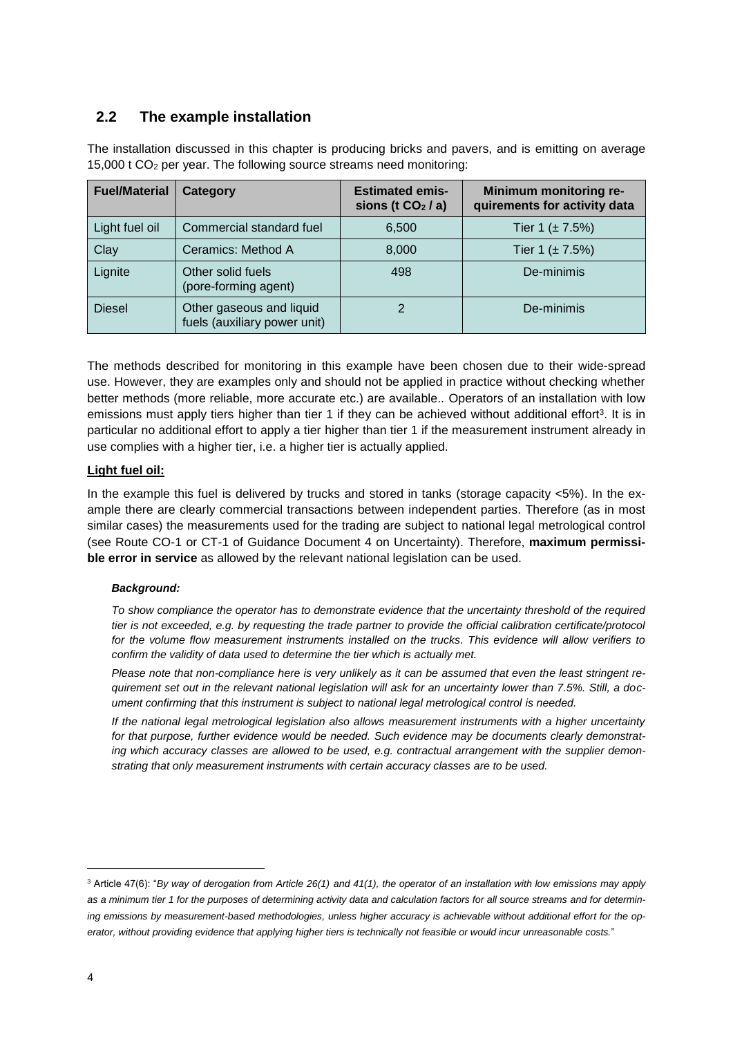## 2.2 The example installation

The installation discussed in this chapter is producing bricks and pavers, and is emitting on average 15,000 t $CO_2$ per year. The following source streams need monitoring:

| Fuel/Material | Category | Estimated emissions (t $CO_2$ / a) | Minimum monitoring requirements for activity data |
|---|---|---|---|
| Light fuel oil | Commercial standard fuel | 6,500 | Tier 1 (± 7.5%) |
| Clay | Ceramics: Method A | 8,000 | Tier 1 (± 7.5%) |
| Lignite | Other solid fuels (pore-forming agent) | 498 | De-minimis |
| Diesel | Other gaseous and liquid fuels (auxiliary power unit) | 2 | De-minimis |

The methods described for monitoring in this example have been chosen due to their wide-spread use. However, they are examples only and should not be applied in practice without checking whether better methods (more reliable, more accurate etc.) are available.. Operators of an installation with low emissions must apply tiers higher than tier 1 if they can be achieved without additional effort[3]. It is in particular no additional effort to apply a tier higher than tier 1 if the measurement instrument already in use complies with a higher tier, i.e. a higher tier is actually applied.

**Light fuel oil:**

In the example this fuel is delivered by trucks and stored in tanks (storage capacity <5%). In the example there are clearly commercial transactions between independent parties. Therefore (as in most similar cases) the measurements used for the trading are subject to national legal metrological control (see Route CO-1 or CT-1 of Guidance Document 4 on Uncertainty). Therefore, **maximum permissible error in service** as allowed by the relevant national legislation can be used.

***Background:***

*To show compliance the operator has to demonstrate evidence that the uncertainty threshold of the required tier is not exceeded, e.g. by requesting the trade partner to provide the official calibration certificate/protocol for the volume flow measurement instruments installed on the trucks. This evidence will allow verifiers to confirm the validity of data used to determine the tier which is actually met.*

*Please note that non-compliance here is very unlikely as it can be assumed that even the least stringent requirement set out in the relevant national legislation will ask for an uncertainty lower than 7.5%. Still, a document confirming that this instrument is subject to national legal metrological control is needed.*

*If the national legal metrological legislation also allows measurement instruments with a higher uncertainty for that purpose, further evidence would be needed. Such evidence may be documents clearly demonstrating which accuracy classes are allowed to be used, e.g. contractual arrangement with the supplier demonstrating that only measurement instruments with certain accuracy classes are to be used.*

---

[3] Article 47(6): "*By way of derogation from Article 26(1) and 41(1), the operator of an installation with low emissions may apply as a minimum tier 1 for the purposes of determining activity data and calculation factors for all source streams and for determining emissions by measurement-based methodologies, unless higher accuracy is achievable without additional effort for the operator, without providing evidence that applying higher tiers is technically not feasible or would incur unreasonable costs.*"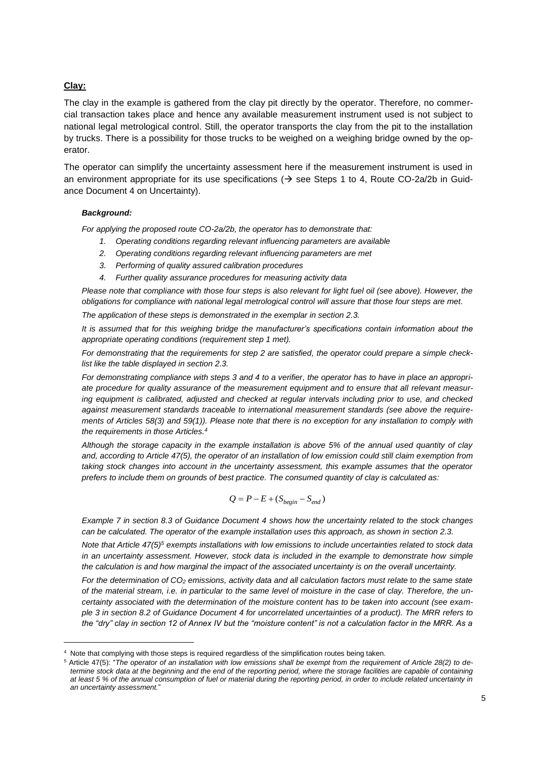**Clay:**

The clay in the example is gathered from the clay pit directly by the operator. Therefore, no commercial transaction takes place and hence any available measurement instrument used is not subject to national legal metrological control. Still, the operator transports the clay from the pit to the installation by trucks. There is a possibility for those trucks to be weighed on a weighing bridge owned by the operator.

The operator can simplify the uncertainty assessment here if the measurement instrument is used in an environment appropriate for its use specifications (→ see Steps 1 to 4, Route CO-2a/2b in Guidance Document 4 on Uncertainty).

***Background:***

*For applying the proposed route CO-2a/2b, the operator has to demonstrate that:*

1. *Operating conditions regarding relevant influencing parameters are available*
2. *Operating conditions regarding relevant influencing parameters are met*
3. *Performing of quality assured calibration procedures*
4. *Further quality assurance procedures for measuring activity data*

*Please note that compliance with those four steps is also relevant for light fuel oil (see above). However, the obligations for compliance with national legal metrological control will assure that those four steps are met.*

*The application of these steps is demonstrated in the exemplar in section 2.3.*

*It is assumed that for this weighing bridge the manufacturer's specifications contain information about the appropriate operating conditions (requirement step 1 met).*

*For demonstrating that the requirements for step 2 are satisfied, the operator could prepare a simple check-list like the table displayed in section 2.3.*

*For demonstrating compliance with steps 3 and 4 to a verifier, the operator has to have in place an appropriate procedure for quality assurance of the measurement equipment and to ensure that all relevant measuring equipment is calibrated, adjusted and checked at regular intervals including prior to use, and checked against measurement standards traceable to international measurement standards (see above the requirements of Articles 58(3) and 59(1)). Please note that there is no exception for any installation to comply with the requirements in those Articles.*[4]

*Although the storage capacity in the example installation is above 5% of the annual used quantity of clay and, according to Article 47(5), the operator of an installation of low emission could still claim exemption from taking stock changes into account in the uncertainty assessment, this example assumes that the operator prefers to include them on grounds of best practice. The consumed quantity of clay is calculated as:*

$$Q = P - E + (S_{begin} - S_{end})$$

*Example 7 in section 8.3 of Guidance Document 4 shows how the uncertainty related to the stock changes can be calculated. The operator of the example installation uses this approach, as shown in section 2.3.*

*Note that Article 47(5)*[5] *exempts installations with low emissions to include uncertainties related to stock data in an uncertainty assessment. However, stock data is included in the example to demonstrate how simple the calculation is and how marginal the impact of the associated uncertainty is on the overall uncertainty.*

*For the determination of $CO_2$ emissions, activity data and all calculation factors must relate to the same state of the material stream, i.e. in particular to the same level of moisture in the case of clay. Therefore, the uncertainty associated with the determination of the moisture content has to be taken into account (see example 3 in section 8.2 of Guidance Document 4 for uncorrelated uncertainties of a product). The MRR refers to the "dry" clay in section 12 of Annex IV but the "moisture content" is not a calculation factor in the MRR. As a*

---

[4] Note that complying with those steps is required regardless of the simplification routes being taken.

[5] Article 47(5): "*The operator of an installation with low emissions shall be exempt from the requirement of Article 28(2) to determine stock data at the beginning and the end of the reporting period, where the storage facilities are capable of containing at least 5 % of the annual consumption of fuel or material during the reporting period, in order to include related uncertainty in an uncertainty assessment.*"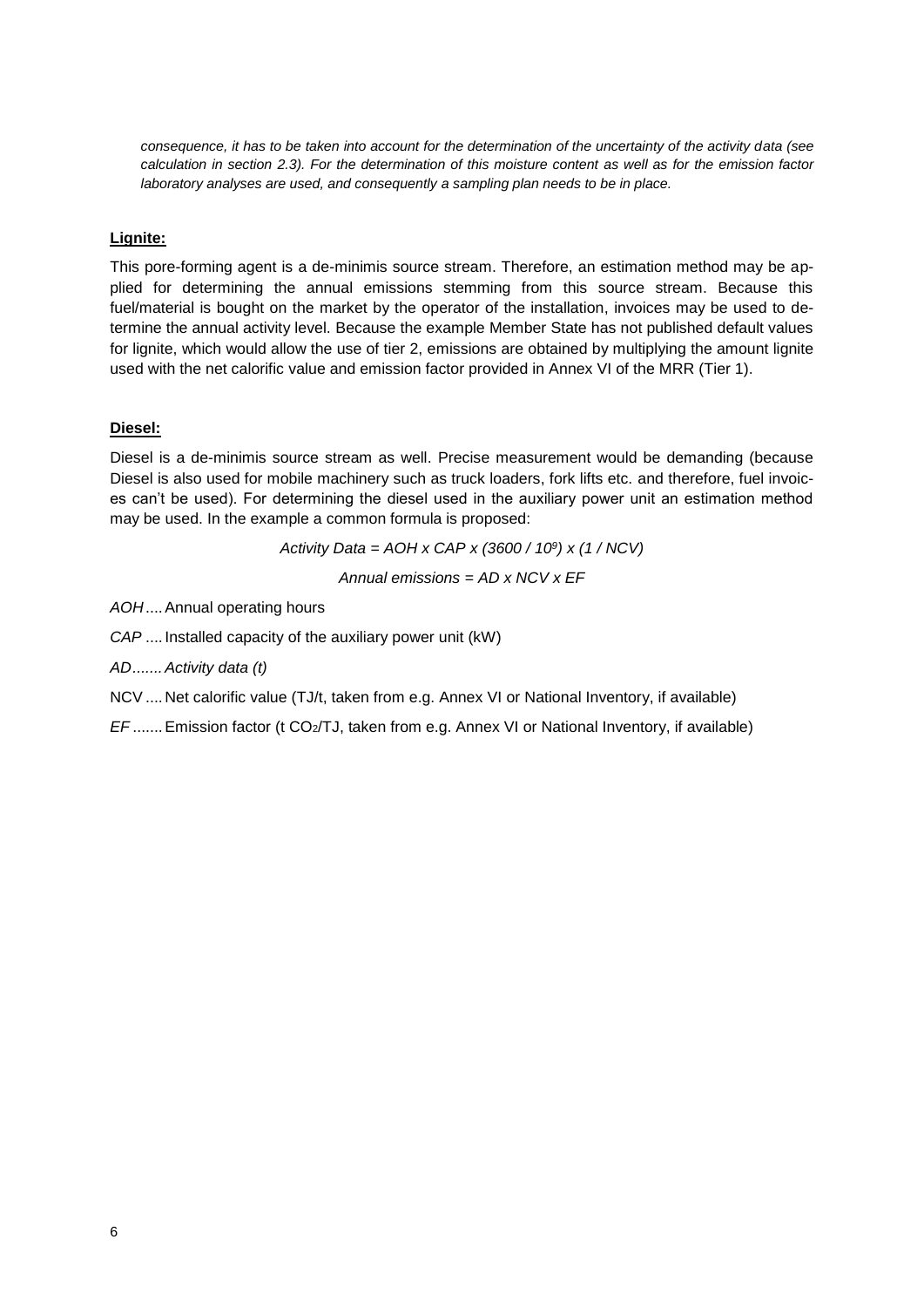*consequence, it has to be taken into account for the determination of the uncertainty of the activity data (see calculation in section 2.3). For the determination of this moisture content as well as for the emission factor laboratory analyses are used, and consequently a sampling plan needs to be in place.*

**Lignite:**

This pore-forming agent is a de-minimis source stream. Therefore, an estimation method may be applied for determining the annual emissions stemming from this source stream. Because this fuel/material is bought on the market by the operator of the installation, invoices may be used to determine the annual activity level. Because the example Member State has not published default values for lignite, which would allow the use of tier 2, emissions are obtained by multiplying the amount lignite used with the net calorific value and emission factor provided in Annex VI of the MRR (Tier 1).

**Diesel:**

Diesel is a de-minimis source stream as well. Precise measurement would be demanding (because Diesel is also used for mobile machinery such as truck loaders, fork lifts etc. and therefore, fuel invoices can't be used). For determining the diesel used in the auxiliary power unit an estimation method may be used. In the example a common formula is proposed:

$$\text{Activity Data} = AOH \times CAP \times (3600 / 10^9) \times (1 / NCV)$$

$$\text{Annual emissions} = AD \times NCV \times EF$$

*AOH* .... Annual operating hours

*CAP* .... Installed capacity of the auxiliary power unit (kW)

*AD....... Activity data (t)*

NCV .... Net calorific value (TJ/t, taken from e.g. Annex VI or National Inventory, if available)

*EF* ....... Emission factor (t $CO_2$/TJ, taken from e.g. Annex VI or National Inventory, if available)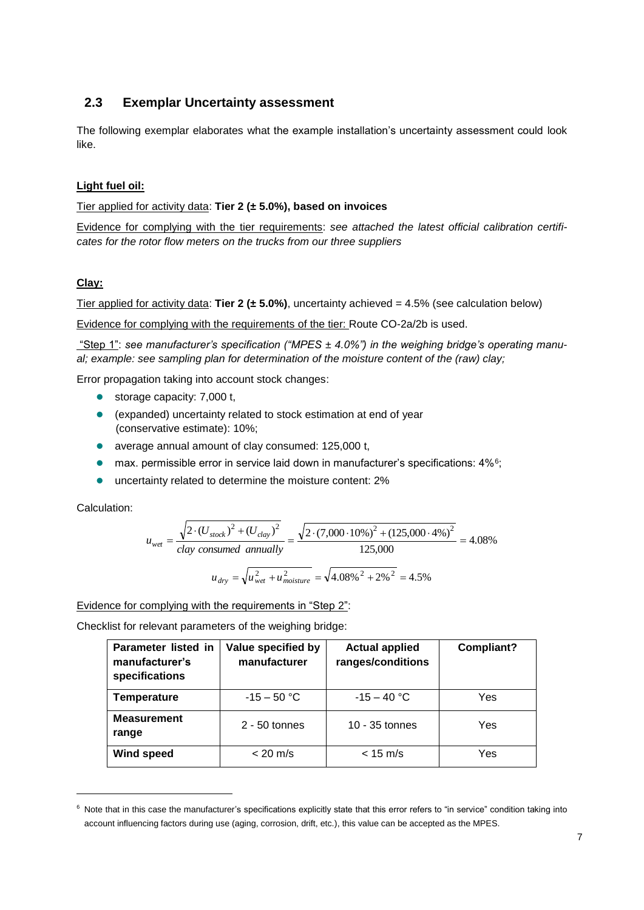## 2.3 Exemplar Uncertainty assessment

The following exemplar elaborates what the example installation's uncertainty assessment could look like.

**Light fuel oil:**

Tier applied for activity data: **Tier 2 (± 5.0%), based on invoices**

Evidence for complying with the tier requirements: *see attached the latest official calibration certificates for the rotor flow meters on the trucks from our three suppliers*

**Clay:**

Tier applied for activity data: **Tier 2 (± 5.0%)**, uncertainty achieved = 4.5% (see calculation below)

Evidence for complying with the requirements of the tier: Route CO-2a/2b is used.

"Step 1": *see manufacturer's specification ("MPES ± 4.0%") in the weighing bridge's operating manual; example: see sampling plan for determination of the moisture content of the (raw) clay;*

Error propagation taking into account stock changes:

- storage capacity: 7,000 t,
- (expanded) uncertainty related to stock estimation at end of year (conservative estimate): 10%;
- average annual amount of clay consumed: 125,000 t,
- max. permissible error in service laid down in manufacturer's specifications: 4%[6];
- uncertainty related to determine the moisture content: 2%

Calculation:

$$u_{wet} = \frac{\sqrt{2 \cdot (U_{stock})^2 + (U_{clay})^2}}{clay\ consumed\ annually} = \frac{\sqrt{2 \cdot (7{,}000 \cdot 10\%)^2 + (125{,}000 \cdot 4\%)^2}}{125{,}000} = 4.08\%$$

$$u_{dry} = \sqrt{u_{wet}^2 + u_{moisture}^2} = \sqrt{4.08\%^2 + 2\%^2} = 4.5\%$$

Evidence for complying with the requirements in "Step 2":

Checklist for relevant parameters of the weighing bridge:

| Parameter listed in manufacturer's specifications | Value specified by manufacturer | Actual applied ranges/conditions | Compliant? |
|---|---|---|---|
| **Temperature** | -15 – 50 °C | -15 – 40 °C | Yes |
| **Measurement range** | 2 - 50 tonnes | 10 - 35 tonnes | Yes |
| **Wind speed** | < 20 m/s | < 15 m/s | Yes |

[6] Note that in this case the manufacturer's specifications explicitly state that this error refers to "in service" condition taking into account influencing factors during use (aging, corrosion, drift, etc.), this value can be accepted as the MPES.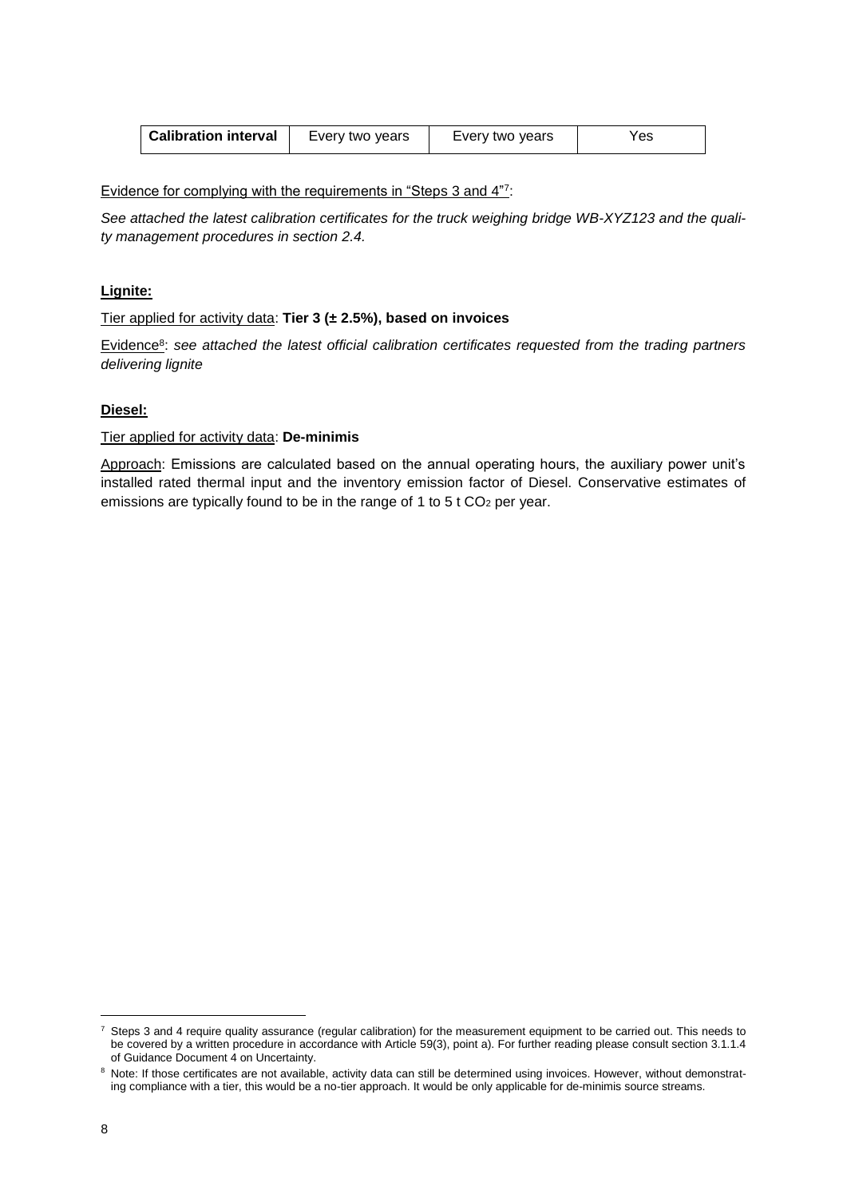| **Calibration interval** | Every two years | Every two years | Yes |
|---|---|---|---|

Evidence for complying with the requirements in "Steps 3 and 4"[7]:

*See attached the latest calibration certificates for the truck weighing bridge WB-XYZ123 and the quality management procedures in section 2.4.*

**Lignite:**

Tier applied for activity data: **Tier 3 (± 2.5%), based on invoices**

Evidence[8]: *see attached the latest official calibration certificates requested from the trading partners delivering lignite*

**Diesel:**

Tier applied for activity data: **De-minimis**

Approach: Emissions are calculated based on the annual operating hours, the auxiliary power unit's installed rated thermal input and the inventory emission factor of Diesel. Conservative estimates of emissions are typically found to be in the range of 1 to 5 t $CO_2$ per year.

---

[7] Steps 3 and 4 require quality assurance (regular calibration) for the measurement equipment to be carried out. This needs to be covered by a written procedure in accordance with Article 59(3), point a). For further reading please consult section 3.1.1.4 of Guidance Document 4 on Uncertainty.

[8] Note: If those certificates are not available, activity data can still be determined using invoices. However, without demonstrating compliance with a tier, this would be a no-tier approach. It would be only applicable for de-minimis source streams.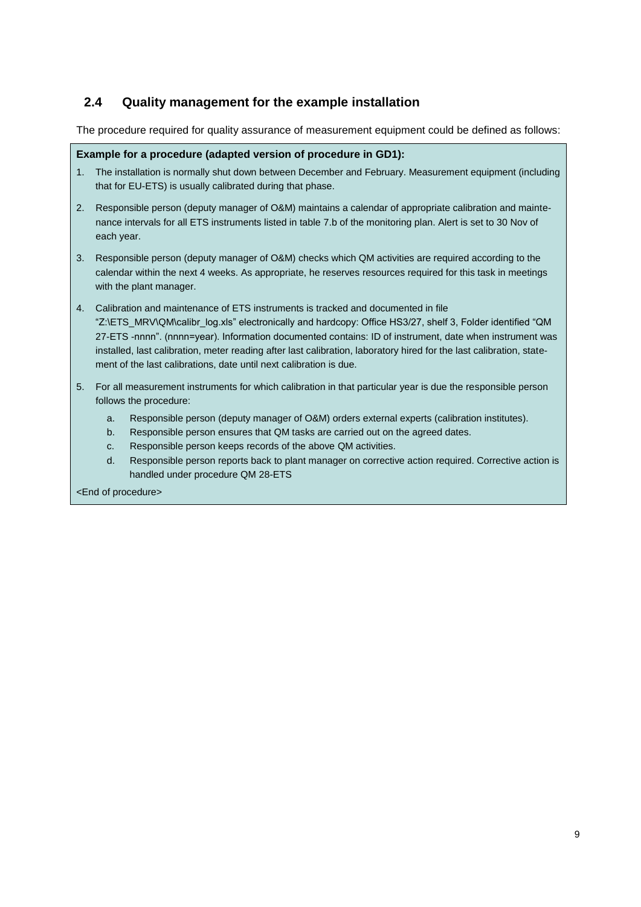## 2.4 Quality management for the example installation

The procedure required for quality assurance of measurement equipment could be defined as follows:

**Example for a procedure (adapted version of procedure in GD1):**

1. The installation is normally shut down between December and February. Measurement equipment (including that for EU-ETS) is usually calibrated during that phase.
2. Responsible person (deputy manager of O&M) maintains a calendar of appropriate calibration and maintenance intervals for all ETS instruments listed in table 7.b of the monitoring plan. Alert is set to 30 Nov of each year.
3. Responsible person (deputy manager of O&M) checks which QM activities are required according to the calendar within the next 4 weeks. As appropriate, he reserves resources required for this task in meetings with the plant manager.
4. Calibration and maintenance of ETS instruments is tracked and documented in file "Z:\ETS_MRV\QM\calibr_log.xls" electronically and hardcopy: Office HS3/27, shelf 3, Folder identified "QM 27-ETS -nnnn". (nnnn=year). Information documented contains: ID of instrument, date when instrument was installed, last calibration, meter reading after last calibration, laboratory hired for the last calibration, statement of the last calibrations, date until next calibration is due.
5. For all measurement instruments for which calibration in that particular year is due the responsible person follows the procedure:
   a. Responsible person (deputy manager of O&M) orders external experts (calibration institutes).
   b. Responsible person ensures that QM tasks are carried out on the agreed dates.
   c. Responsible person keeps records of the above QM activities.
   d. Responsible person reports back to plant manager on corrective action required. Corrective action is handled under procedure QM 28-ETS

<End of procedure>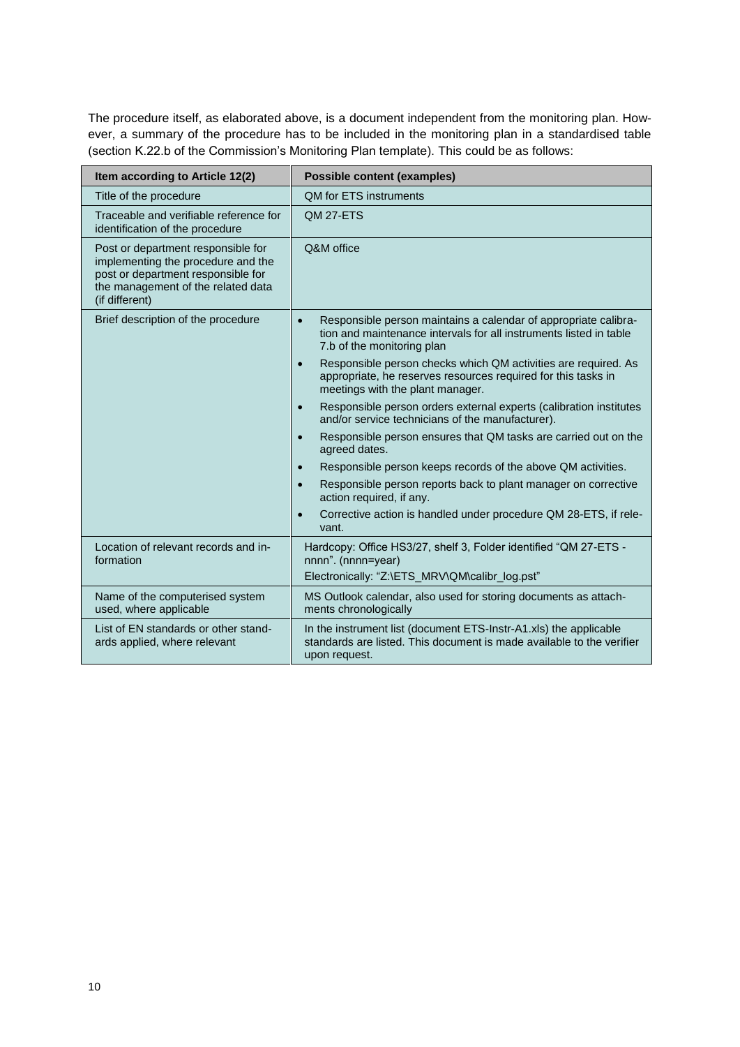The procedure itself, as elaborated above, is a document independent from the monitoring plan. However, a summary of the procedure has to be included in the monitoring plan in a standardised table (section K.22.b of the Commission's Monitoring Plan template). This could be as follows:

| Item according to Article 12(2) | Possible content (examples) |
|---|---|
| Title of the procedure | QM for ETS instruments |
| Traceable and verifiable reference for identification of the procedure | QM 27-ETS |
| Post or department responsible for implementing the procedure and the post or department responsible for the management of the related data (if different) | Q&M office |
| Brief description of the procedure | • Responsible person maintains a calendar of appropriate calibration and maintenance intervals for all instruments listed in table 7.b of the monitoring plan<br>• Responsible person checks which QM activities are required. As appropriate, he reserves resources required for this tasks in meetings with the plant manager.<br>• Responsible person orders external experts (calibration institutes and/or service technicians of the manufacturer).<br>• Responsible person ensures that QM tasks are carried out on the agreed dates.<br>• Responsible person keeps records of the above QM activities.<br>• Responsible person reports back to plant manager on corrective action required, if any.<br>• Corrective action is handled under procedure QM 28-ETS, if relevant. |
| Location of relevant records and information | Hardcopy: Office HS3/27, shelf 3, Folder identified "QM 27-ETS - nnnn". (nnnn=year)<br>Electronically: "Z:\ETS_MRV\QM\calibr_log.pst" |
| Name of the computerised system used, where applicable | MS Outlook calendar, also used for storing documents as attachments chronologically |
| List of EN standards or other standards applied, where relevant | In the instrument list (document ETS-Instr-A1.xls) the applicable standards are listed. This document is made available to the verifier upon request. |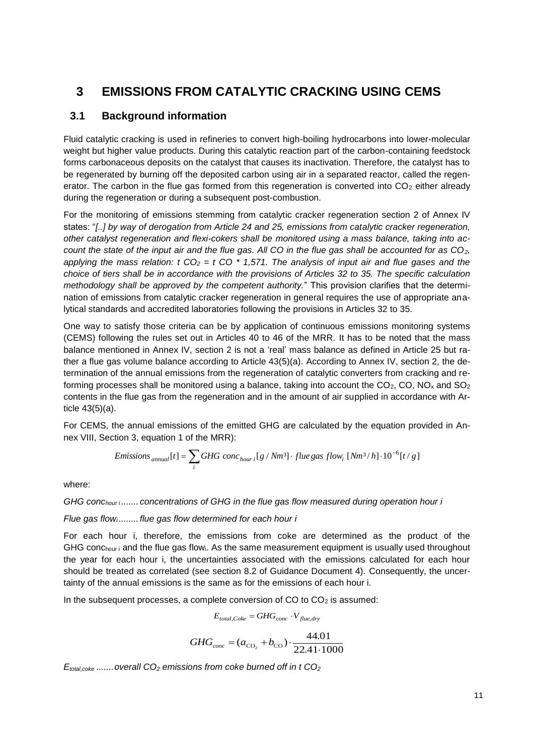# 3 EMISSIONS FROM CATALYTIC CRACKING USING CEMS

## 3.1 Background information

Fluid catalytic cracking is used in refineries to convert high-boiling hydrocarbons into lower-molecular weight but higher value products. During this catalytic reaction part of the carbon-containing feedstock forms carbonaceous deposits on the catalyst that causes its inactivation. Therefore, the catalyst has to be regenerated by burning off the deposited carbon using air in a separated reactor, called the regenerator. The carbon in the flue gas formed from this regeneration is converted into $CO_2$ either already during the regeneration or during a subsequent post-combustion.

For the monitoring of emissions stemming from catalytic cracker regeneration section 2 of Annex IV states: "*[..] by way of derogation from Article 24 and 25, emissions from catalytic cracker regeneration, other catalyst regeneration and flexi-cokers shall be monitored using a mass balance, taking into account the state of the input air and the flue gas. All CO in the flue gas shall be accounted for as $CO_2$, applying the mass relation: t $CO_2$ = t CO * 1,571. The analysis of input air and flue gases and the choice of tiers shall be in accordance with the provisions of Articles 32 to 35. The specific calculation methodology shall be approved by the competent authority.*" This provision clarifies that the determination of emissions from catalytic cracker regeneration in general requires the use of appropriate analytical standards and accredited laboratories following the provisions in Articles 32 to 35.

One way to satisfy those criteria can be by application of continuous emissions monitoring systems (CEMS) following the rules set out in Articles 40 to 46 of the MRR. It has to be noted that the mass balance mentioned in Annex IV, section 2 is not a 'real' mass balance as defined in Article 25 but rather a flue gas volume balance according to Article 43(5)(a). According to Annex IV, section 2, the determination of the annual emissions from the regeneration of catalytic converters from cracking and reforming processes shall be monitored using a balance, taking into account the $CO_2$, CO, $NO_x$ and $SO_2$ contents in the flue gas from the regeneration and in the amount of air supplied in accordance with Article 43(5)(a).

For CEMS, the annual emissions of the emitted GHG are calculated by the equation provided in Annex VIII, Section 3, equation 1 of the MRR):

$$Emissions_{annual}[t] = \sum_i GHG\ conc_{hour\ i}[g/Nm^3] \cdot flue\,gas\ flow_i\ [Nm^3/h] \cdot 10^{-6}[t/g]$$

where:

*GHG conc$_{hour\ i}$ ....... concentrations of GHG in the flue gas flow measured during operation hour i*

*Flue gas flow$_i$ ........ flue gas flow determined for each hour i*

For each hour i, therefore, the emissions from coke are determined as the product of the GHG conc$_{hour\ i}$ and the flue gas flow$_i$. As the same measurement equipment is usually used throughout the year for each hour i, the uncertainties associated with the emissions calculated for each hour should be treated as correlated (see section 8.2 of Guidance Document 4). Consequently, the uncertainty of the annual emissions is the same as for the emissions of each hour i.

In the subsequent processes, a complete conversion of CO to $CO_2$ is assumed:

$$E_{total,Coke} = GHG_{conc} \cdot V_{flue,dry}$$

$$GHG_{conc} = (a_{CO_2} + b_{CO}) \cdot \frac{44.01}{22.41 \cdot 1000}$$

*$E_{total,coke}$ ....... overall $CO_2$ emissions from coke burned off in t $CO_2$*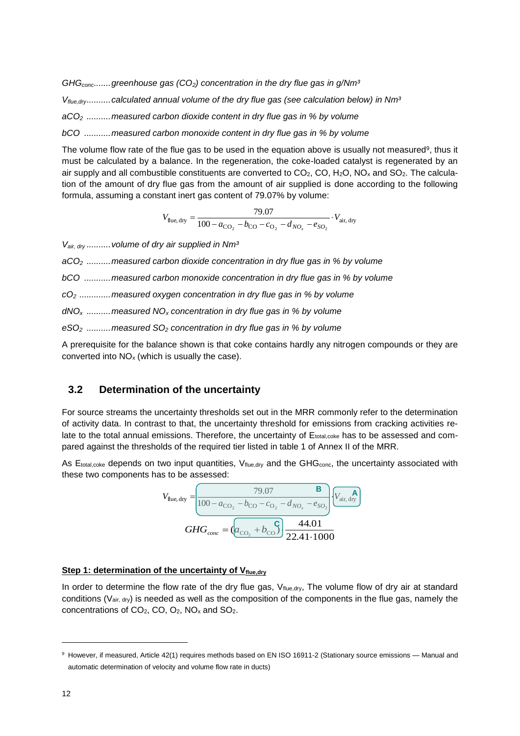$GHG_{conc}$.......greenhouse gas ($CO_2$) concentration in the dry flue gas in g/Nm³

$V_{flue,dry}$..........calculated annual volume of the dry flue gas (see calculation below) in Nm³

$aCO_2$ ..........measured carbon dioxide content in dry flue gas in % by volume

$bCO$ ...........measured carbon monoxide content in dry flue gas in % by volume

The volume flow rate of the flue gas to be used in the equation above is usually not measured[9], thus it must be calculated by a balance. In the regeneration, the coke-loaded catalyst is regenerated by an air supply and all combustible constituents are converted to $CO_2$, CO, $H_2O$, $NO_x$ and $SO_2$. The calculation of the amount of dry flue gas from the amount of air supplied is done according to the following formula, assuming a constant inert gas content of 79.07% by volume:

$$V_{\text{flue, dry}} = \frac{79.07}{100 - a_{\text{CO}_2} - b_{\text{CO}} - c_{\text{O}_2} - d_{NO_x} - e_{SO_2}} \cdot V_{\text{air, dry}}$$

$V_{air,\ dry}$ ..........volume of dry air supplied in Nm³

$aCO_2$ ..........measured carbon dioxide concentration in dry flue gas in % by volume

$bCO$ ...........measured carbon monoxide concentration in dry flue gas in % by volume

$cO_2$ .............measured oxygen concentration in dry flue gas in % by volume

$dNO_x$ ..........measured $NO_x$ concentration in dry flue gas in % by volume

$eSO_2$ ..........measured $SO_2$ concentration in dry flue gas in % by volume

A prerequisite for the balance shown is that coke contains hardly any nitrogen compounds or they are converted into $NO_x$ (which is usually the case).

## 3.2 Determination of the uncertainty

For source streams the uncertainty thresholds set out in the MRR commonly refer to the determination of activity data. In contrast to that, the uncertainty threshold for emissions from cracking activities relate to the total annual emissions. Therefore, the uncertainty of $E_{total,coke}$ has to be assessed and compared against the thresholds of the required tier listed in table 1 of Annex II of the MRR.

As $E_{total,coke}$ depends on two input quantities, $V_{flue,dry}$ and the $GHG_{conc}$, the uncertainty associated with these two components has to be assessed:

$$V_{\text{flue, dry}} = \underbrace{\frac{79.07}{100 - a_{\text{CO}_2} - b_{\text{CO}} - c_{\text{O}_2} - d_{NO_x} - e_{SO_2}}}_{\textbf{B}} \cdot \underbrace{V_{\text{air, dry}}}_{\textbf{A}}$$

$$GHG_{conc} = (\underbrace{a_{\text{CO}_2} + b_{\text{CO}}}_{\textbf{C}}) \frac{44.01}{22.41 \cdot 1000}$$

**Step 1: determination of the uncertainty of $V_{flue,dry}$**

In order to determine the flow rate of the dry flue gas, $V_{flue,dry}$, The volume flow of dry air at standard conditions ($V_{air,\ dry}$) is needed as well as the composition of the components in the flue gas, namely the concentrations of $CO_2$, CO, $O_2$, $NO_x$ and $SO_2$.

---

[9] However, if measured, Article 42(1) requires methods based on EN ISO 16911-2 (Stationary source emissions — Manual and automatic determination of velocity and volume flow rate in ducts)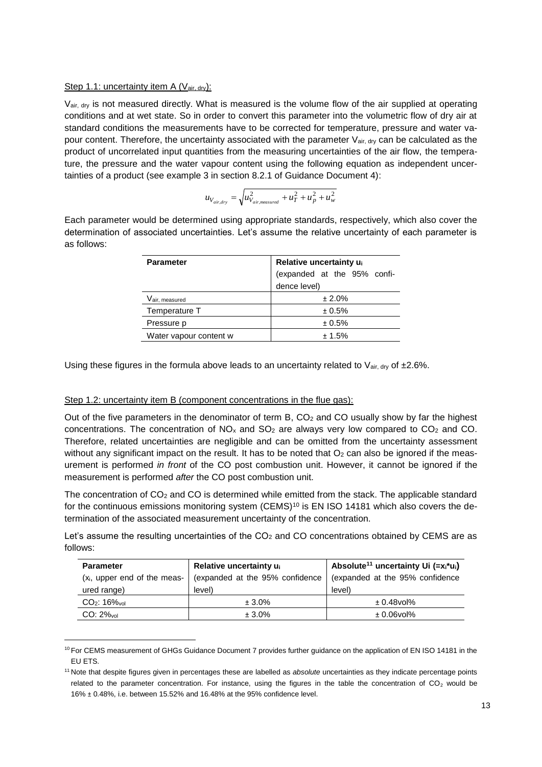Step 1.1: uncertainty item A ($V_{air, dry}$):

$V_{air, dry}$ is not measured directly. What is measured is the volume flow of the air supplied at operating conditions and at wet state. So in order to convert this parameter into the volumetric flow of dry air at standard conditions the measurements have to be corrected for temperature, pressure and water vapour content. Therefore, the uncertainty associated with the parameter $V_{air, dry}$ can be calculated as the product of uncorrelated input quantities from the measuring uncertainties of the air flow, the temperature, the pressure and the water vapour content using the following equation as independent uncertainties of a product (see example 3 in section 8.2.1 of Guidance Document 4):

$$u_{V_{air,dry}} = \sqrt{u_{V_{air,measured}}^2 + u_T^2 + u_p^2 + u_w^2}$$

Each parameter would be determined using appropriate standards, respectively, which also cover the determination of associated uncertainties. Let's assume the relative uncertainty of each parameter is as follows:

| **Parameter** | **Relative uncertainty $u_i$** (expanded at the 95% confidence level) |
|---|---|
| $V_{air, measured}$ | ± 2.0% |
| Temperature T | ± 0.5% |
| Pressure p | ± 0.5% |
| Water vapour content w | ± 1.5% |

Using these figures in the formula above leads to an uncertainty related to $V_{air, dry}$ of ±2.6%.

Step 1.2: uncertainty item B (component concentrations in the flue gas):

Out of the five parameters in the denominator of term B, $CO_2$ and CO usually show by far the highest concentrations. The concentration of $NO_x$ and $SO_2$ are always very low compared to $CO_2$ and CO. Therefore, related uncertainties are negligible and can be omitted from the uncertainty assessment without any significant impact on the result. It has to be noted that $O_2$ can also be ignored if the measurement is performed *in front* of the CO post combustion unit. However, it cannot be ignored if the measurement is performed *after* the CO post combustion unit.

The concentration of $CO_2$ and CO is determined while emitted from the stack. The applicable standard for the continuous emissions monitoring system (CEMS)[10] is EN ISO 14181 which also covers the determination of the associated measurement uncertainty of the concentration.

Let's assume the resulting uncertainties of the $CO_2$ and CO concentrations obtained by CEMS are as follows:

| **Parameter** ($x_i$, upper end of the measured range) | **Relative uncertainty $u_i$** (expanded at the 95% confidence level) | **Absolute[11] uncertainty Ui (=$x_i$*$u_i$)** (expanded at the 95% confidence level) |
|---|---|---|
| $CO_2$: $16\%_{vol}$ | ± 3.0% | ± 0.48vol% |
| CO: $2\%_{vol}$ | ± 3.0% | ± 0.06vol% |

---

[10] For CEMS measurement of GHGs Guidance Document 7 provides further guidance on the application of EN ISO 14181 in the EU ETS.

[11] Note that despite figures given in percentages these are labelled as *absolute* uncertainties as they indicate percentage points related to the parameter concentration. For instance, using the figures in the table the concentration of $CO_2$ would be 16% ± 0.48%, i.e. between 15.52% and 16.48% at the 95% confidence level.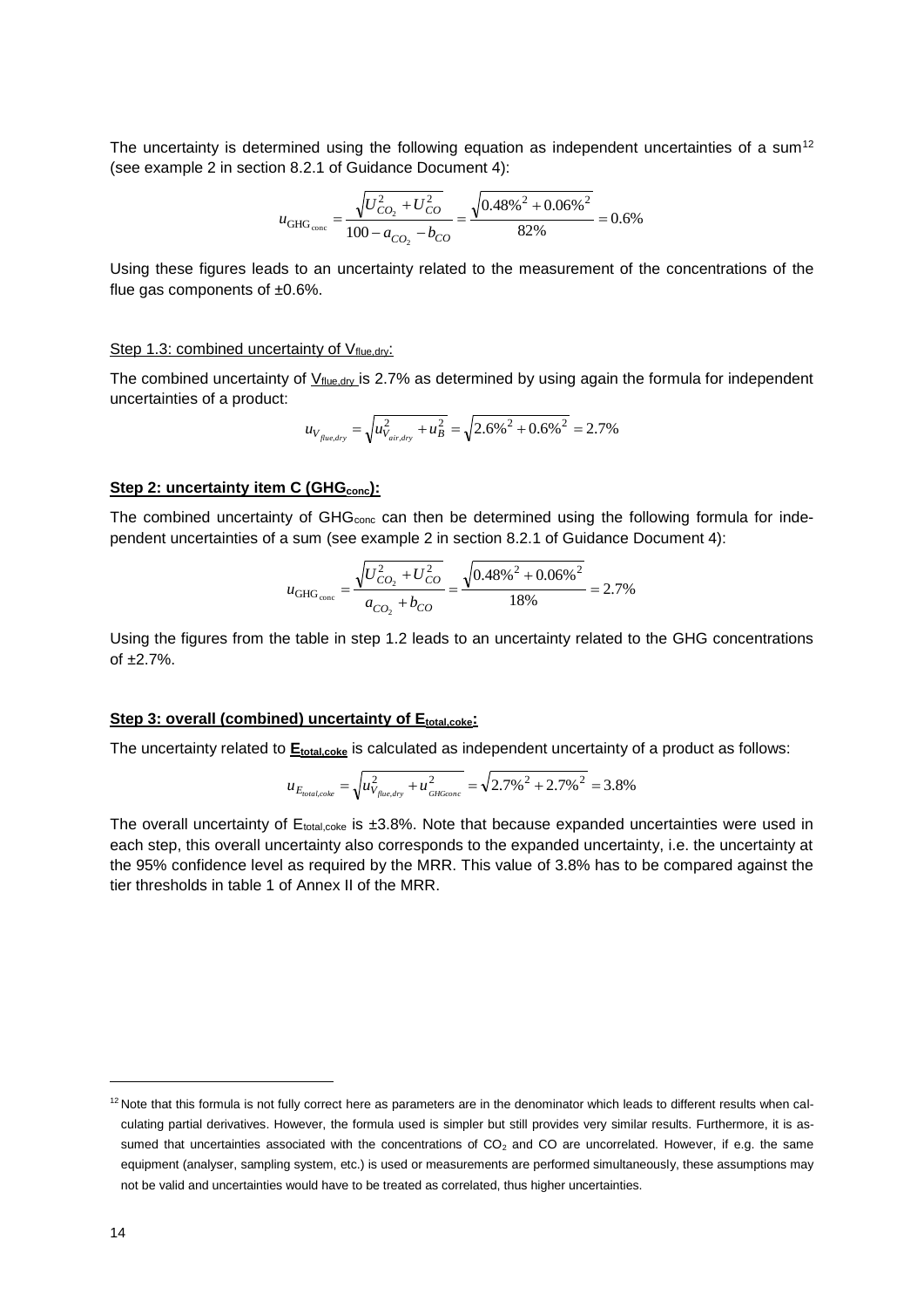The uncertainty is determined using the following equation as independent uncertainties of a sum[12] (see example 2 in section 8.2.1 of Guidance Document 4):

$$u_{\text{GHG}_{\text{conc}}} = \frac{\sqrt{U_{CO_2}^2 + U_{CO}^2}}{100 - a_{CO_2} - b_{CO}} = \frac{\sqrt{0.48\%^2 + 0.06\%^2}}{82\%} = 0.6\%$$

Using these figures leads to an uncertainty related to the measurement of the concentrations of the flue gas components of ±0.6%.

Step 1.3: combined uncertainty of $V_{flue,dry}$:

The combined uncertainty of $V_{flue,dry}$ is 2.7% as determined by using again the formula for independent uncertainties of a product:

$$u_{V_{flue,dry}} = \sqrt{u_{V_{air,dry}}^2 + u_B^2} = \sqrt{2.6\%^2 + 0.6\%^2} = 2.7\%$$

**Step 2: uncertainty item C ($GHG_{conc}$):**

The combined uncertainty of $GHG_{conc}$ can then be determined using the following formula for independent uncertainties of a sum (see example 2 in section 8.2.1 of Guidance Document 4):

$$u_{\text{GHG}_{\text{conc}}} = \frac{\sqrt{U_{CO_2}^2 + U_{CO}^2}}{a_{CO_2} + b_{CO}} = \frac{\sqrt{0.48\%^2 + 0.06\%^2}}{18\%} = 2.7\%$$

Using the figures from the table in step 1.2 leads to an uncertainty related to the GHG concentrations of ±2.7%.

**Step 3: overall (combined) uncertainty of $E_{total,coke}$:**

The uncertainty related to $E_{total,coke}$ is calculated as independent uncertainty of a product as follows:

$$u_{E_{total,coke}} = \sqrt{u_{V_{flue,dry}}^2 + u_{GHGconc}^2} = \sqrt{2.7\%^2 + 2.7\%^2} = 3.8\%$$

The overall uncertainty of $E_{total,coke}$ is ±3.8%. Note that because expanded uncertainties were used in each step, this overall uncertainty also corresponds to the expanded uncertainty, i.e. the uncertainty at the 95% confidence level as required by the MRR. This value of 3.8% has to be compared against the tier thresholds in table 1 of Annex II of the MRR.

[12] Note that this formula is not fully correct here as parameters are in the denominator which leads to different results when calculating partial derivatives. However, the formula used is simpler but still provides very similar results. Furthermore, it is assumed that uncertainties associated with the concentrations of $CO_2$ and CO are uncorrelated. However, if e.g. the same equipment (analyser, sampling system, etc.) is used or measurements are performed simultaneously, these assumptions may not be valid and uncertainties would have to be treated as correlated, thus higher uncertainties.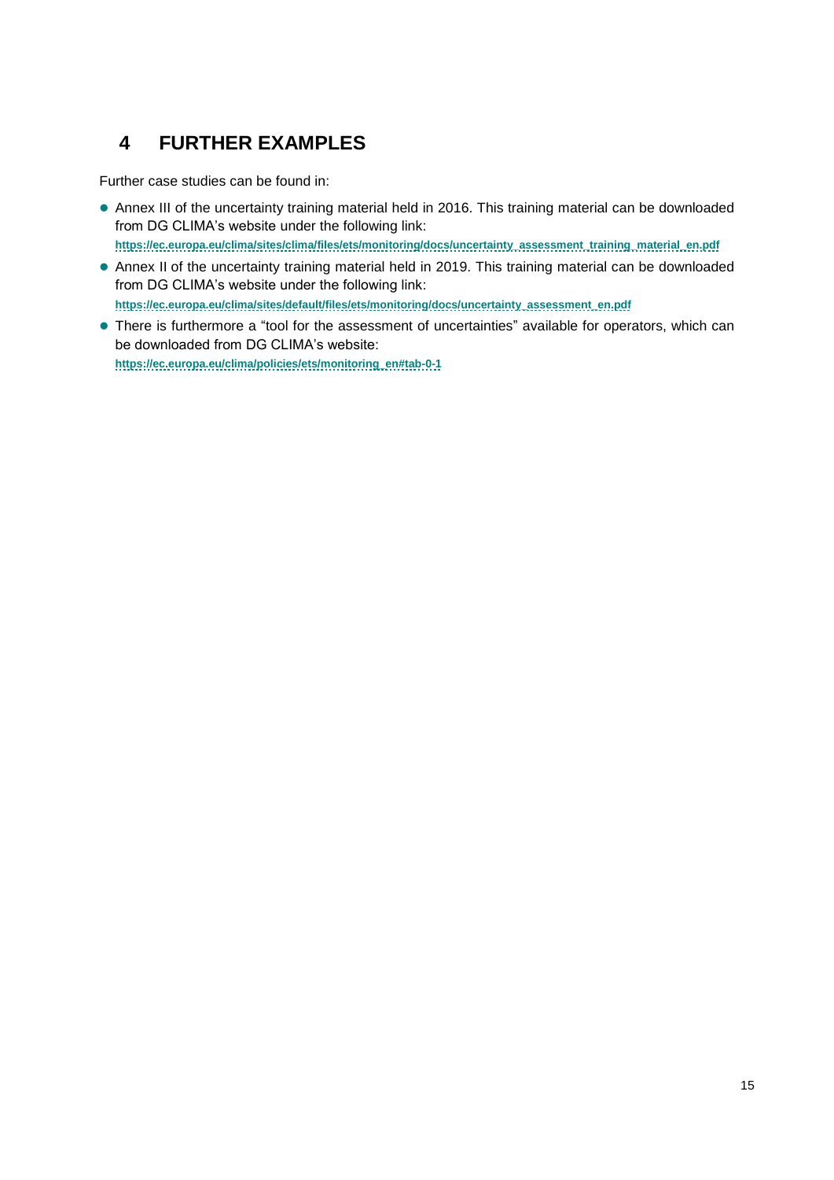# 4 FURTHER EXAMPLES

Further case studies can be found in:

- Annex III of the uncertainty training material held in 2016. This training material can be downloaded from DG CLIMA's website under the following link:
  https://ec.europa.eu/clima/sites/clima/files/ets/monitoring/docs/uncertainty_assessment_training_material_en.pdf
- Annex II of the uncertainty training material held in 2019. This training material can be downloaded from DG CLIMA's website under the following link:
  https://ec.europa.eu/clima/sites/default/files/ets/monitoring/docs/uncertainty_assessment_en.pdf
- There is furthermore a "tool for the assessment of uncertainties" available for operators, which can be downloaded from DG CLIMA's website:
  https://ec.europa.eu/clima/policies/ets/monitoring_en#tab-0-1